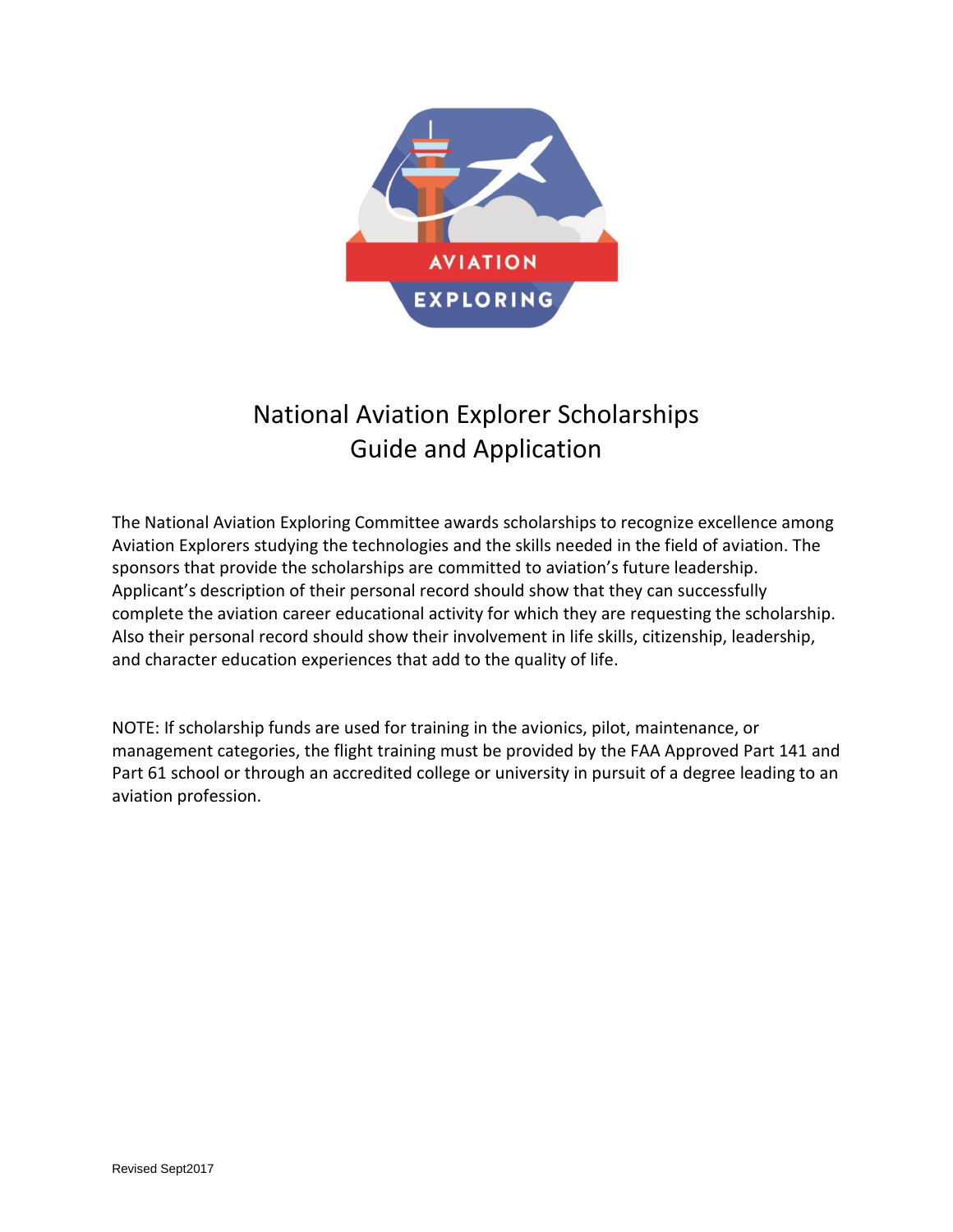# National Aviation Explorer Scholarships
# Guide and Application

The National Aviation Exploring Committee awards scholarships to recognize excellence among Aviation Explorers studying the technologies and the skills needed in the field of aviation. The sponsors that provide the scholarships are committed to aviation's future leadership. Applicant's description of their personal record should show that they can successfully complete the aviation career educational activity for which they are requesting the scholarship. Also their personal record should show their involvement in life skills, citizenship, leadership, and character education experiences that add to the quality of life.

NOTE: If scholarship funds are used for training in the avionics, pilot, maintenance, or management categories, the flight training must be provided by the FAA Approved Part 141 and Part 61 school or through an accredited college or university in pursuit of a degree leading to an aviation profession.

Revised Sept2017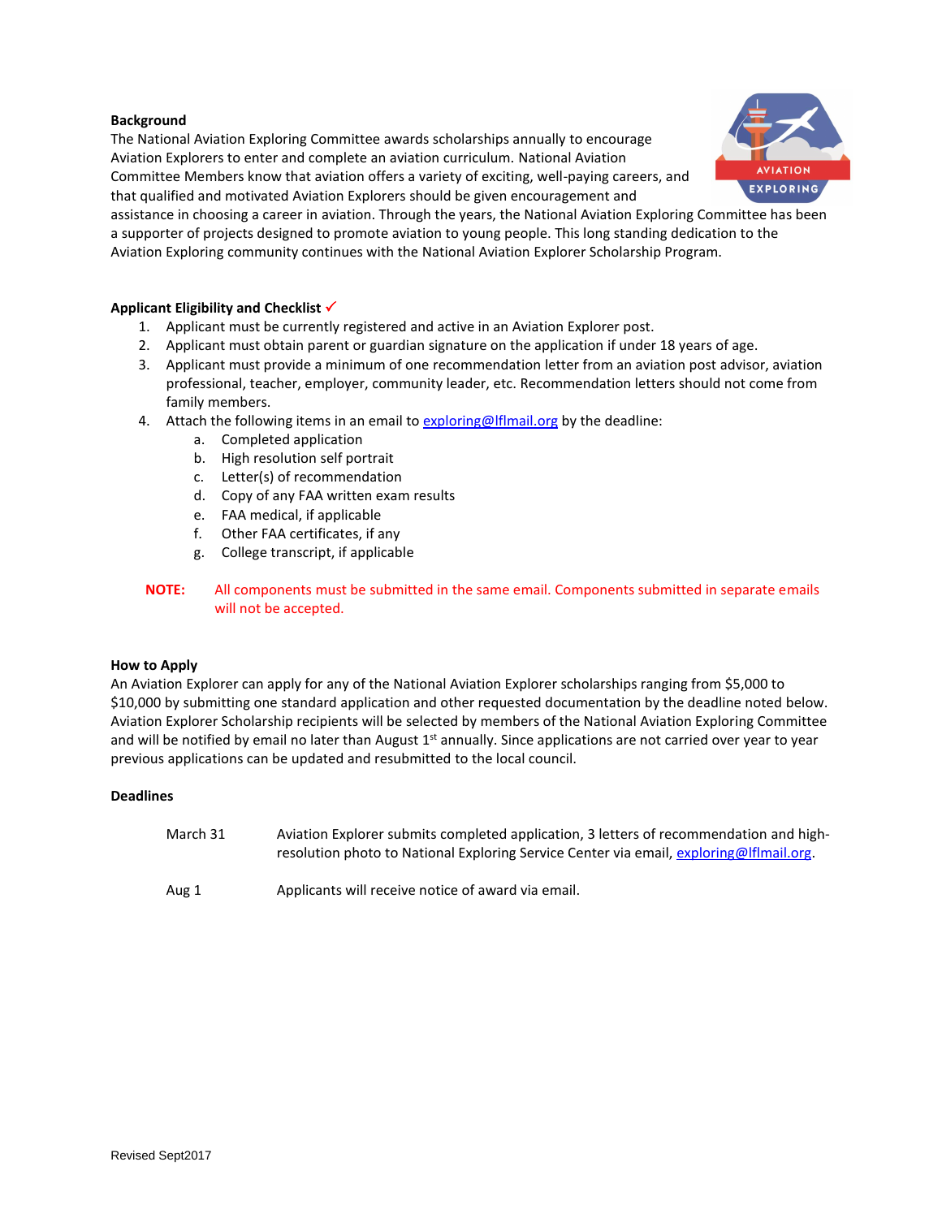**Background**

The National Aviation Exploring Committee awards scholarships annually to encourage Aviation Explorers to enter and complete an aviation curriculum. National Aviation Committee Members know that aviation offers a variety of exciting, well-paying careers, and that qualified and motivated Aviation Explorers should be given encouragement and assistance in choosing a career in aviation. Through the years, the National Aviation Exploring Committee has been a supporter of projects designed to promote aviation to young people. This long standing dedication to the Aviation Exploring community continues with the National Aviation Explorer Scholarship Program.

**Applicant Eligibility and Checklist ✓**

1. Applicant must be currently registered and active in an Aviation Explorer post.
2. Applicant must obtain parent or guardian signature on the application if under 18 years of age.
3. Applicant must provide a minimum of one recommendation letter from an aviation post advisor, aviation professional, teacher, employer, community leader, etc. Recommendation letters should not come from family members.
4. Attach the following items in an email to exploring@lflmail.org by the deadline:
   a. Completed application
   b. High resolution self portrait
   c. Letter(s) of recommendation
   d. Copy of any FAA written exam results
   e. FAA medical, if applicable
   f. Other FAA certificates, if any
   g. College transcript, if applicable

**NOTE:** All components must be submitted in the same email. Components submitted in separate emails will not be accepted.

**How to Apply**

An Aviation Explorer can apply for any of the National Aviation Explorer scholarships ranging from $5,000 to $10,000 by submitting one standard application and other requested documentation by the deadline noted below. Aviation Explorer Scholarship recipients will be selected by members of the National Aviation Exploring Committee and will be notified by email no later than August 1st annually. Since applications are not carried over year to year previous applications can be updated and resubmitted to the local council.

**Deadlines**

| | |
|---|---|
| March 31 | Aviation Explorer submits completed application, 3 letters of recommendation and high-resolution photo to National Exploring Service Center via email, exploring@lflmail.org. |
| Aug 1 | Applicants will receive notice of award via email. |

Revised Sept2017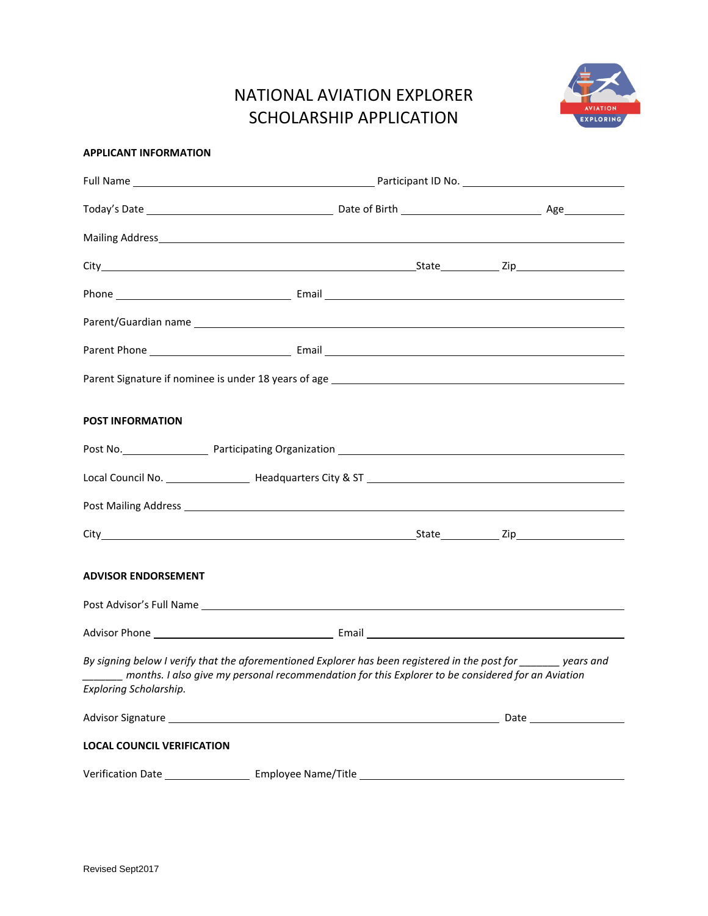# NATIONAL AVIATION EXPLORER SCHOLARSHIP APPLICATION

**APPLICANT INFORMATION**

Full Name ______________________________ Participant ID No. ______________________

Today's Date ______________________ Date of Birth __________________ Age ________

Mailing Address ____________________________________________________________

City ________________________________________ State ________ Zip ______________

Phone ______________________ Email ______________________________________

Parent/Guardian name ________________________________________________________

Parent Phone __________________ Email ______________________________________

Parent Signature if nominee is under 18 years of age ____________________________

**POST INFORMATION**

Post No. ___________ Participating Organization ________________________________

Local Council No. ___________ Headquarters City & ST ___________________________

Post Mailing Address ________________________________________________________

City ________________________________________ State ________ Zip ______________

**ADVISOR ENDORSEMENT**

Post Advisor's Full Name _____________________________________________________

Advisor Phone ______________________ Email ________________________________

*By signing below I verify that the aforementioned Explorer has been registered in the post for _______ years and _______ months. I also give my personal recommendation for this Explorer to be considered for an Aviation Exploring Scholarship.*

Advisor Signature __________________________________________ Date ____________

**LOCAL COUNCIL VERIFICATION**

Verification Date ___________ Employee Name/Title _________________________________

Revised Sept2017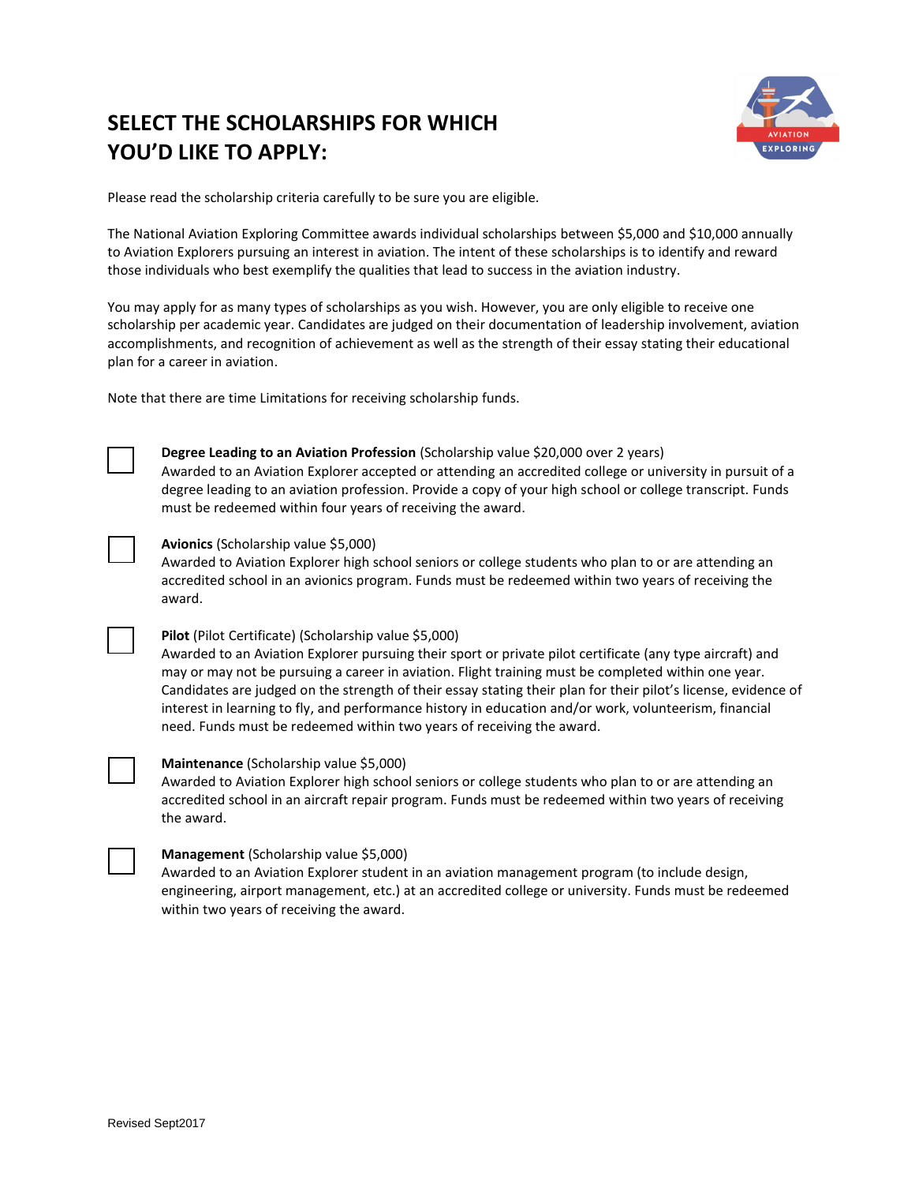# SELECT THE SCHOLARSHIPS FOR WHICH YOU'D LIKE TO APPLY:

Please read the scholarship criteria carefully to be sure you are eligible.

The National Aviation Exploring Committee awards individual scholarships between $5,000 and $10,000 annually to Aviation Explorers pursuing an interest in aviation. The intent of these scholarships is to identify and reward those individuals who best exemplify the qualities that lead to success in the aviation industry.

You may apply for as many types of scholarships as you wish. However, you are only eligible to receive one scholarship per academic year. Candidates are judged on their documentation of leadership involvement, aviation accomplishments, and recognition of achievement as well as the strength of their essay stating their educational plan for a career in aviation.

Note that there are time Limitations for receiving scholarship funds.

☐ **Degree Leading to an Aviation Profession** (Scholarship value $20,000 over 2 years)
Awarded to an Aviation Explorer accepted or attending an accredited college or university in pursuit of a degree leading to an aviation profession. Provide a copy of your high school or college transcript. Funds must be redeemed within four years of receiving the award.

☐ **Avionics** (Scholarship value $5,000)
Awarded to Aviation Explorer high school seniors or college students who plan to or are attending an accredited school in an avionics program. Funds must be redeemed within two years of receiving the award.

☐ **Pilot** (Pilot Certificate) (Scholarship value $5,000)
Awarded to an Aviation Explorer pursuing their sport or private pilot certificate (any type aircraft) and may or may not be pursuing a career in aviation. Flight training must be completed within one year. Candidates are judged on the strength of their essay stating their plan for their pilot's license, evidence of interest in learning to fly, and performance history in education and/or work, volunteerism, financial need. Funds must be redeemed within two years of receiving the award.

☐ **Maintenance** (Scholarship value $5,000)
Awarded to Aviation Explorer high school seniors or college students who plan to or are attending an accredited school in an aircraft repair program. Funds must be redeemed within two years of receiving the award.

☐ **Management** (Scholarship value $5,000)
Awarded to an Aviation Explorer student in an aviation management program (to include design, engineering, airport management, etc.) at an accredited college or university. Funds must be redeemed within two years of receiving the award.

Revised Sept2017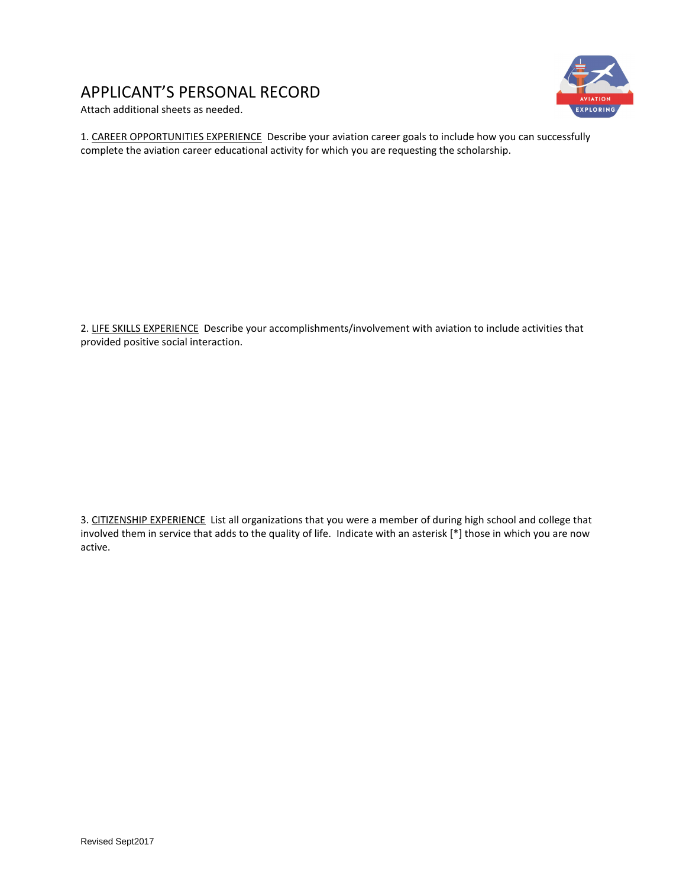# APPLICANT'S PERSONAL RECORD

Attach additional sheets as needed.

1. <u>CAREER OPPORTUNITIES EXPERIENCE</u> Describe your aviation career goals to include how you can successfully complete the aviation career educational activity for which you are requesting the scholarship.

2. <u>LIFE SKILLS EXPERIENCE</u> Describe your accomplishments/involvement with aviation to include activities that provided positive social interaction.

3. <u>CITIZENSHIP EXPERIENCE</u> List all organizations that you were a member of during high school and college that involved them in service that adds to the quality of life. Indicate with an asterisk [*] those in which you are now active.

Revised Sept2017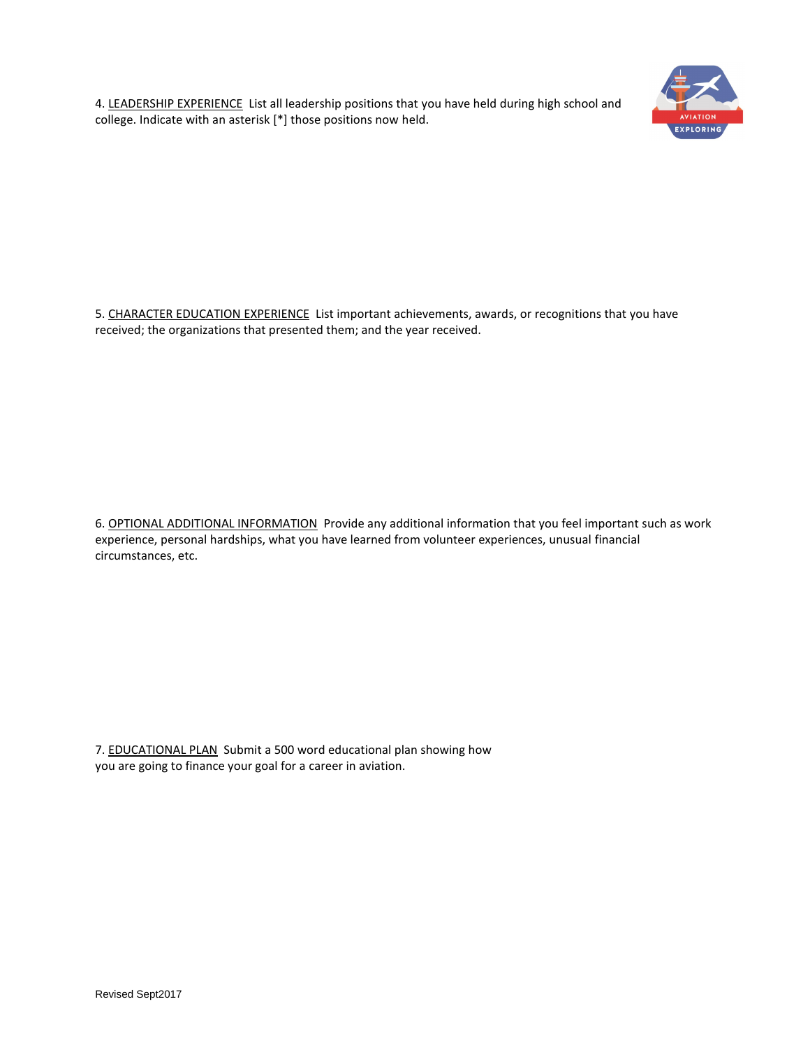4. <u>LEADERSHIP EXPERIENCE</u> List all leadership positions that you have held during high school and college. Indicate with an asterisk [*] those positions now held.

5. <u>CHARACTER EDUCATION EXPERIENCE</u> List important achievements, awards, or recognitions that you have received; the organizations that presented them; and the year received.

6. <u>OPTIONAL ADDITIONAL INFORMATION</u> Provide any additional information that you feel important such as work experience, personal hardships, what you have learned from volunteer experiences, unusual financial circumstances, etc.

7. <u>EDUCATIONAL PLAN</u> Submit a 500 word educational plan showing how you are going to finance your goal for a career in aviation.

Revised Sept2017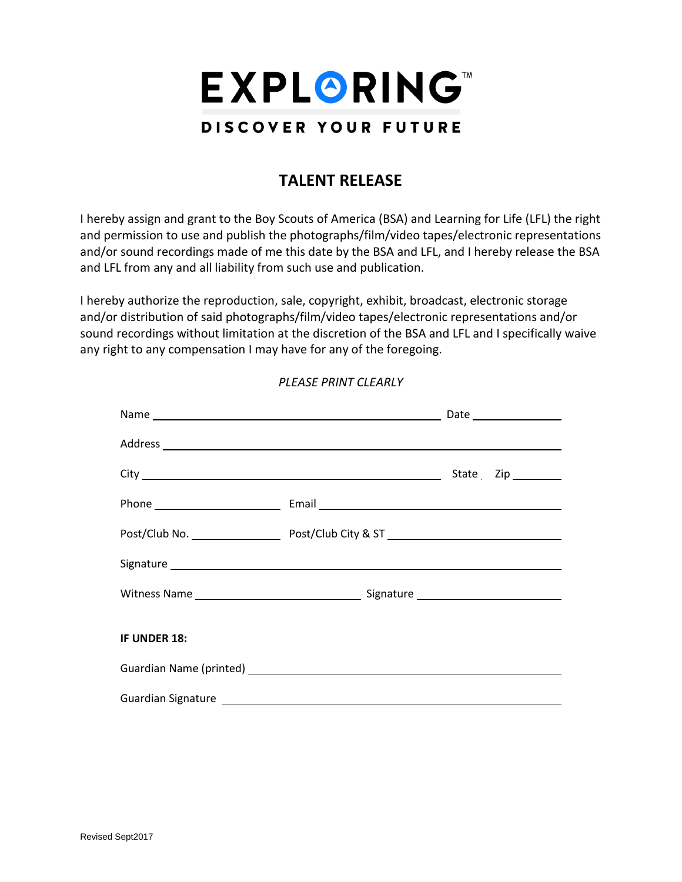# EXPLORING™

DISCOVER YOUR FUTURE

## TALENT RELEASE

I hereby assign and grant to the Boy Scouts of America (BSA) and Learning for Life (LFL) the right and permission to use and publish the photographs/film/video tapes/electronic representations and/or sound recordings made of me this date by the BSA and LFL, and I hereby release the BSA and LFL from any and all liability from such use and publication.

I hereby authorize the reproduction, sale, copyright, exhibit, broadcast, electronic storage and/or distribution of said photographs/film/video tapes/electronic representations and/or sound recordings without limitation at the discretion of the BSA and LFL and I specifically waive any right to any compensation I may have for any of the foregoing.

*PLEASE PRINT CLEARLY*

Name ______________________________ Date ____________

Address ______________________________________________

City ______________________________ State ____ Zip ________

Phone ________________ Email ______________________________

Post/Club No. ____________ Post/Club City & ST ______________________

Signature ______________________________________________

Witness Name ____________________ Signature ____________________

**IF UNDER 18:**

Guardian Name (printed) ______________________________________

Guardian Signature ______________________________________

Revised Sept2017